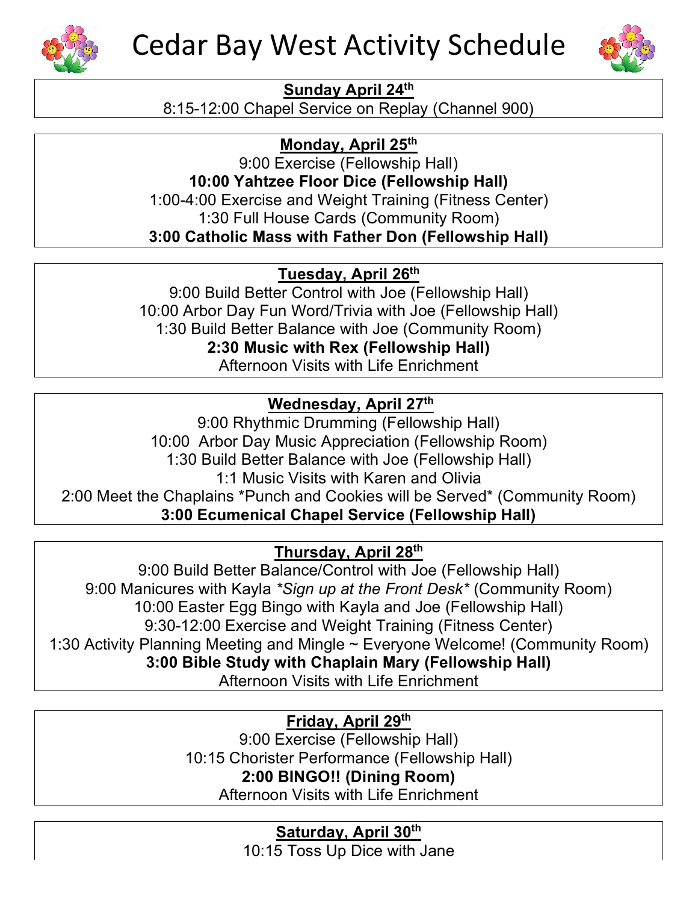# Cedar Bay West Activity Schedule

**Sunday April 24th**

8:15-12:00 Chapel Service on Replay (Channel 900)

**Monday, April 25th**

9:00 Exercise (Fellowship Hall)
**10:00 Yahtzee Floor Dice (Fellowship Hall)**
1:00-4:00 Exercise and Weight Training (Fitness Center)
1:30 Full House Cards (Community Room)
**3:00 Catholic Mass with Father Don (Fellowship Hall)**

**Tuesday, April 26th**

9:00 Build Better Control with Joe (Fellowship Hall)
10:00 Arbor Day Fun Word/Trivia with Joe (Fellowship Hall)
1:30 Build Better Balance with Joe (Community Room)
**2:30 Music with Rex (Fellowship Hall)**
Afternoon Visits with Life Enrichment

**Wednesday, April 27th**

9:00 Rhythmic Drumming (Fellowship Hall)
10:00 Arbor Day Music Appreciation (Fellowship Room)
1:30 Build Better Balance with Joe (Fellowship Hall)
1:1 Music Visits with Karen and Olivia
2:00 Meet the Chaplains *Punch and Cookies will be Served* (Community Room)
**3:00 Ecumenical Chapel Service (Fellowship Hall)**

**Thursday, April 28th**

9:00 Build Better Balance/Control with Joe (Fellowship Hall)
9:00 Manicures with Kayla *\*Sign up at the Front Desk\** (Community Room)
10:00 Easter Egg Bingo with Kayla and Joe (Fellowship Hall)
9:30-12:00 Exercise and Weight Training (Fitness Center)
1:30 Activity Planning Meeting and Mingle ~ Everyone Welcome! (Community Room)
**3:00 Bible Study with Chaplain Mary (Fellowship Hall)**
Afternoon Visits with Life Enrichment

**Friday, April 29th**

9:00 Exercise (Fellowship Hall)
10:15 Chorister Performance (Fellowship Hall)
**2:00 BINGO!! (Dining Room)**
Afternoon Visits with Life Enrichment

**Saturday, April 30th**

10:15 Toss Up Dice with Jane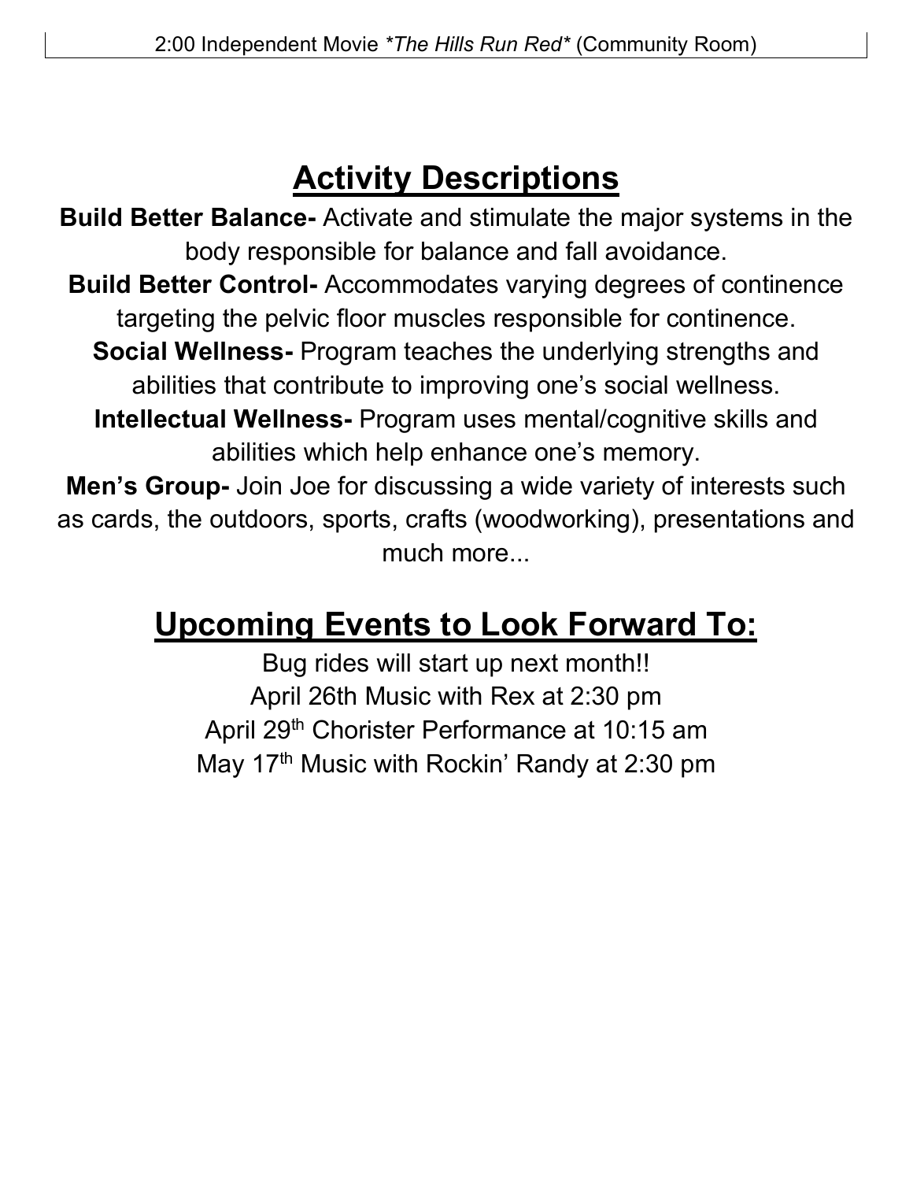| |
|---|
| 2:00 Independent Movie **The Hills Run Red** (Community Room) |

## Activity Descriptions

**Build Better Balance-** Activate and stimulate the major systems in the body responsible for balance and fall avoidance.

**Build Better Control-** Accommodates varying degrees of continence targeting the pelvic floor muscles responsible for continence.

**Social Wellness-** Program teaches the underlying strengths and abilities that contribute to improving one's social wellness.

**Intellectual Wellness-** Program uses mental/cognitive skills and abilities which help enhance one's memory.

**Men's Group-** Join Joe for discussing a wide variety of interests such as cards, the outdoors, sports, crafts (woodworking), presentations and much more...

## Upcoming Events to Look Forward To:

Bug rides will start up next month!!

April 26th Music with Rex at 2:30 pm

April 29th Chorister Performance at 10:15 am

May 17th Music with Rockin' Randy at 2:30 pm